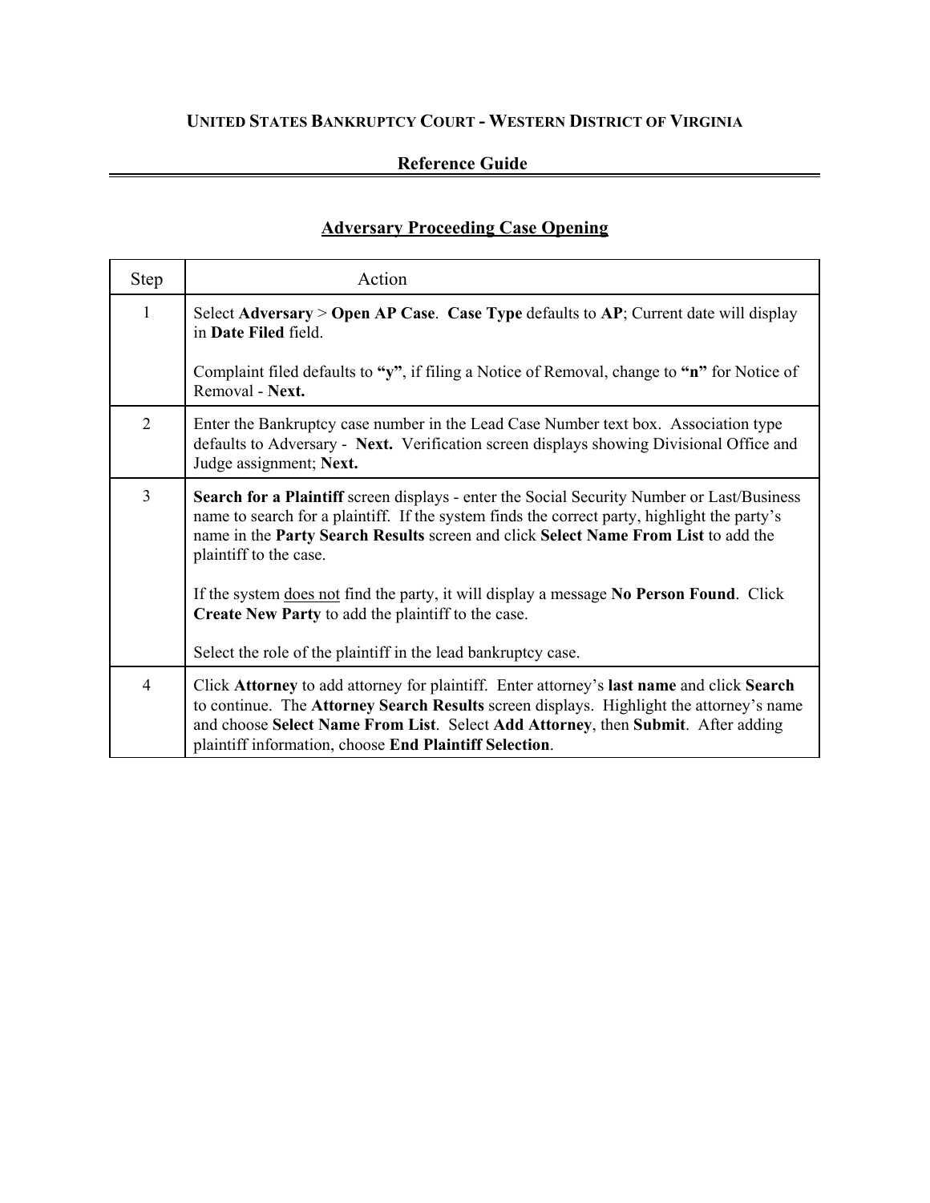# UNITED STATES BANKRUPTCY COURT - WESTERN DISTRICT OF VIRGINIA

## Reference Guide

### Adversary Proceeding Case Opening

| Step | Action |
|---|---|
| 1 | Select **Adversary** > **Open AP Case**. **Case Type** defaults to **AP**; Current date will display in **Date Filed** field.<br><br>Complaint filed defaults to **"y"**, if filing a Notice of Removal, change to **"n"** for Notice of Removal - **Next.** |
| 2 | Enter the Bankruptcy case number in the Lead Case Number text box. Association type defaults to Adversary - **Next.** Verification screen displays showing Divisional Office and Judge assignment; **Next.** |
| 3 | **Search for a Plaintiff** screen displays - enter the Social Security Number or Last/Business name to search for a plaintiff. If the system finds the correct party, highlight the party's name in the **Party Search Results** screen and click **Select Name From List** to add the plaintiff to the case.<br><br>If the system does not find the party, it will display a message **No Person Found**. Click **Create New Party** to add the plaintiff to the case.<br><br>Select the role of the plaintiff in the lead bankruptcy case. |
| 4 | Click **Attorney** to add attorney for plaintiff. Enter attorney's **last name** and click **Search** to continue. The **Attorney Search Results** screen displays. Highlight the attorney's name and choose **Select Name From List**. Select **Add Attorney**, then **Submit**. After adding plaintiff information, choose **End Plaintiff Selection**. |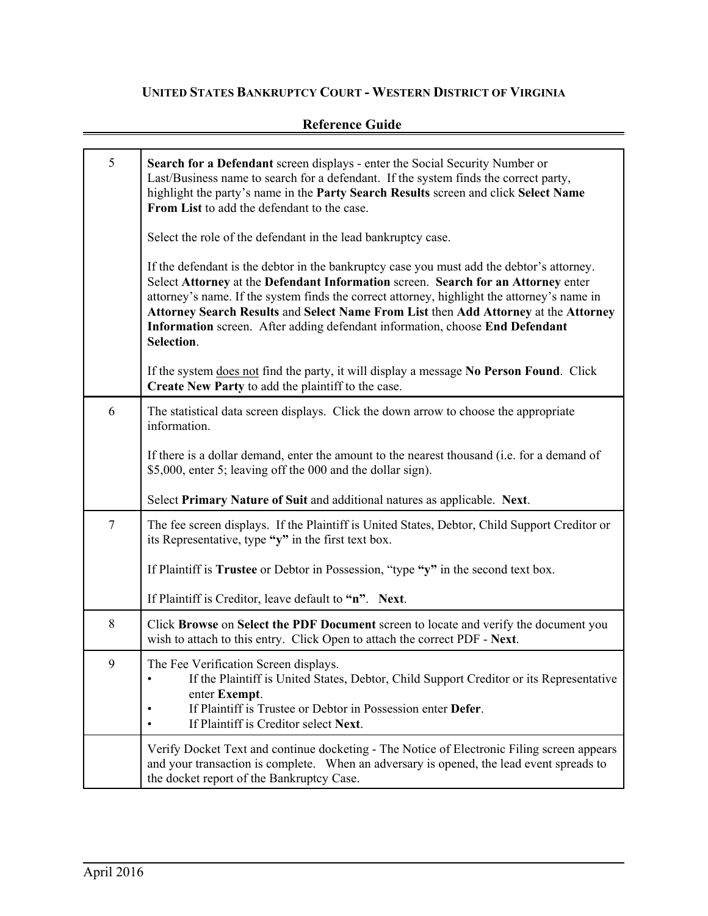UNITED STATES BANKRUPTCY COURT - WESTERN DISTRICT OF VIRGINIA

## Reference Guide

| | |
|---|---|
| 5 | **Search for a Defendant** screen displays - enter the Social Security Number or Last/Business name to search for a defendant. If the system finds the correct party, highlight the party's name in the **Party Search Results** screen and click **Select Name From List** to add the defendant to the case.<br><br>Select the role of the defendant in the lead bankruptcy case.<br><br>If the defendant is the debtor in the bankruptcy case you must add the debtor's attorney. Select **Attorney** at the **Defendant Information** screen. **Search for an Attorney** enter attorney's name. If the system finds the correct attorney, highlight the attorney's name in **Attorney Search Results** and **Select Name From List** then **Add Attorney** at the **Attorney Information** screen. After adding defendant information, choose **End Defendant Selection**.<br><br>If the system <u>does not</u> find the party, it will display a message **No Person Found**. Click **Create New Party** to add the plaintiff to the case. |
| 6 | The statistical data screen displays. Click the down arrow to choose the appropriate information.<br><br>If there is a dollar demand, enter the amount to the nearest thousand (i.e. for a demand of $5,000, enter 5; leaving off the 000 and the dollar sign).<br><br>Select **Primary Nature of Suit** and additional natures as applicable. **Next**. |
| 7 | The fee screen displays. If the Plaintiff is United States, Debtor, Child Support Creditor or its Representative, type **"y"** in the first text box.<br><br>If Plaintiff is **Trustee** or Debtor in Possession, "type **"y"** in the second text box.<br><br>If Plaintiff is Creditor, leave default to **"n"**. **Next**. |
| 8 | Click **Browse** on **Select the PDF Document** screen to locate and verify the document you wish to attach to this entry. Click Open to attach the correct PDF - **Next**. |
| 9 | The Fee Verification Screen displays.<br>• If the Plaintiff is United States, Debtor, Child Support Creditor or its Representative enter **Exempt**.<br>• If Plaintiff is Trustee or Debtor in Possession enter **Defer**.<br>• If Plaintiff is Creditor select **Next**. |
| | Verify Docket Text and continue docketing - The Notice of Electronic Filing screen appears and your transaction is complete. When an adversary is opened, the lead event spreads to the docket report of the Bankruptcy Case. |

April 2016